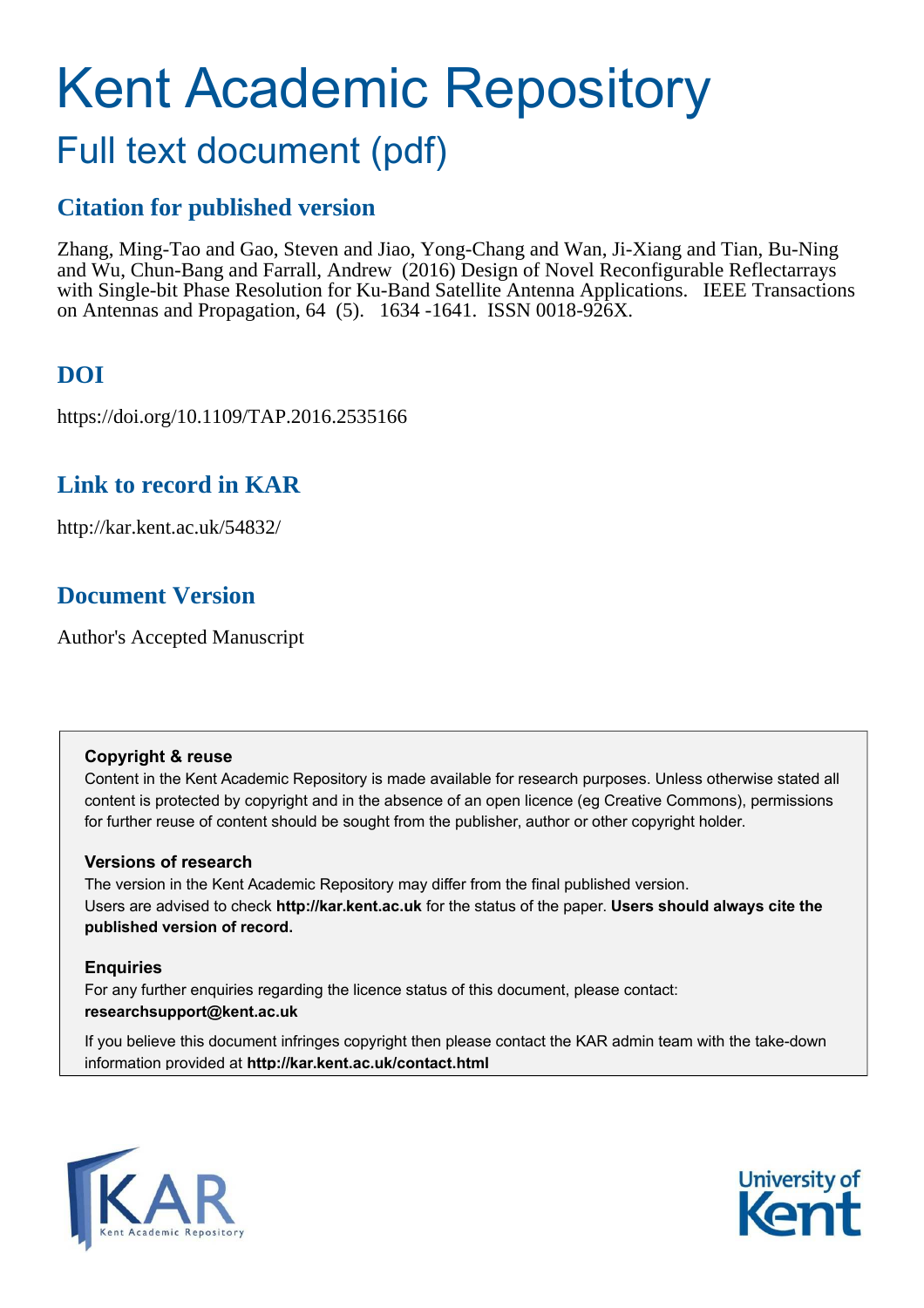# Kent Academic Repository

## Full text document (pdf)

### Citation for published version

Zhang, Ming-Tao and Gao, Steven and Jiao, Yong-Chang and Wan, Ji-Xiang and Tian, Bu-Ning and Wu, Chun-Bang and Farrall, Andrew (2016) Design of Novel Reconfigurable Reflectarrays with Single-bit Phase Resolution for Ku-Band Satellite Antenna Applications. IEEE Transactions on Antennas and Propagation, 64 (5). 1634 -1641. ISSN 0018-926X.

### DOI

https://doi.org/10.1109/TAP.2016.2535166

### Link to record in KAR

http://kar.kent.ac.uk/54832/

### Document Version

Author's Accepted Manuscript

**Copyright & reuse**

Content in the Kent Academic Repository is made available for research purposes. Unless otherwise stated all content is protected by copyright and in the absence of an open licence (eg Creative Commons), permissions for further reuse of content should be sought from the publisher, author or other copyright holder.

**Versions of research**

The version in the Kent Academic Repository may differ from the final published version. Users are advised to check **http://kar.kent.ac.uk** for the status of the paper. **Users should always cite the published version of record.**

**Enquiries**

For any further enquiries regarding the licence status of this document, please contact: **researchsupport@kent.ac.uk**

If you believe this document infringes copyright then please contact the KAR admin team with the take-down information provided at **http://kar.kent.ac.uk/contact.html**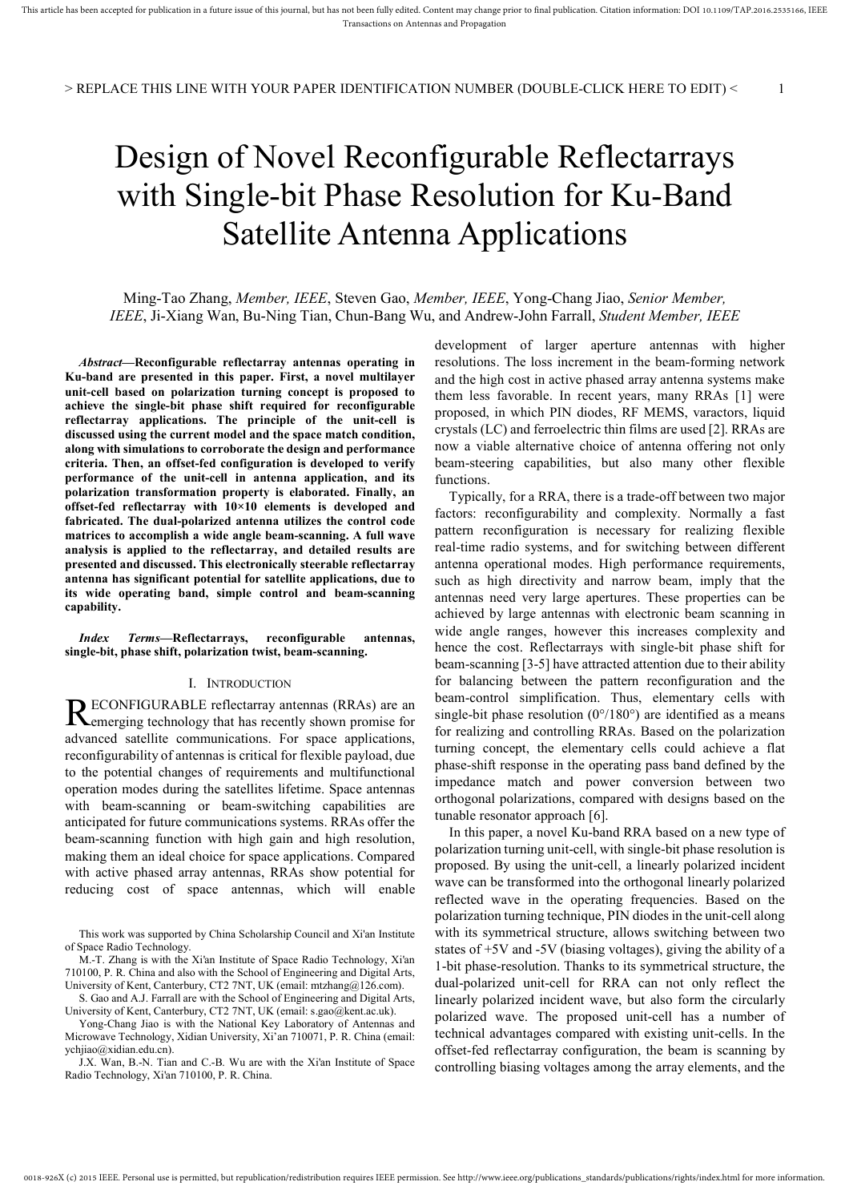# Design of Novel Reconfigurable Reflectarrays with Single-bit Phase Resolution for Ku-Band Satellite Antenna Applications

Ming-Tao Zhang, *Member, IEEE*, Steven Gao, *Member, IEEE*, Yong-Chang Jiao, *Senior Member, IEEE*, Ji-Xiang Wan, Bu-Ning Tian, Chun-Bang Wu, and Andrew-John Farrall, *Student Member, IEEE*

***Abstract*—Reconfigurable reflectarray antennas operating in Ku-band are presented in this paper. First, a novel multilayer unit-cell based on polarization turning concept is proposed to achieve the single-bit phase shift required for reconfigurable reflectarray applications. The principle of the unit-cell is discussed using the current model and the space match condition, along with simulations to corroborate the design and performance criteria. Then, an offset-fed configuration is developed to verify performance of the unit-cell in antenna application, and its polarization transformation property is elaborated. Finally, an offset-fed reflectarray with 10×10 elements is developed and fabricated. The dual-polarized antenna utilizes the control code matrices to accomplish a wide angle beam-scanning. A full wave analysis is applied to the reflectarray, and detailed results are presented and discussed. This electronically steerable reflectarray antenna has significant potential for satellite applications, due to its wide operating band, simple control and beam-scanning capability.**

***Index Terms*—Reflectarrays, reconfigurable antennas, single-bit, phase shift, polarization twist, beam-scanning.**

## I. Introduction

RECONFIGURABLE reflectarray antennas (RRAs) are an emerging technology that has recently shown promise for advanced satellite communications. For space applications, reconfigurability of antennas is critical for flexible payload, due to the potential changes of requirements and multifunctional operation modes during the satellites lifetime. Space antennas with beam-scanning or beam-switching capabilities are anticipated for future communications systems. RRAs offer the beam-scanning function with high gain and high resolution, making them an ideal choice for space applications. Compared with active phased array antennas, RRAs show potential for reducing cost of space antennas, which will enable development of larger aperture antennas with higher resolutions. The loss increment in the beam-forming network and the high cost in active phased array antenna systems make them less favorable. In recent years, many RRAs [1] were proposed, in which PIN diodes, RF MEMS, varactors, liquid crystals (LC) and ferroelectric thin films are used [2]. RRAs are now a viable alternative choice of antenna offering not only beam-steering capabilities, but also many other flexible functions.

Typically, for a RRA, there is a trade-off between two major factors: reconfigurability and complexity. Normally a fast pattern reconfiguration is necessary for realizing flexible real-time radio systems, and for switching between different antenna operational modes. High performance requirements, such as high directivity and narrow beam, imply that the antennas need very large apertures. These properties can be achieved by large antennas with electronic beam scanning in wide angle ranges, however this increases complexity and hence the cost. Reflectarrays with single-bit phase shift for beam-scanning [3-5] have attracted attention due to their ability for balancing between the pattern reconfiguration and the beam-control simplification. Thus, elementary cells with single-bit phase resolution (0°/180°) are identified as a means for realizing and controlling RRAs. Based on the polarization turning concept, the elementary cells could achieve a flat phase-shift response in the operating pass band defined by the impedance match and power conversion between two orthogonal polarizations, compared with designs based on the tunable resonator approach [6].

In this paper, a novel Ku-band RRA based on a new type of polarization turning unit-cell, with single-bit phase resolution is proposed. By using the unit-cell, a linearly polarized incident wave can be transformed into the orthogonal linearly polarized reflected wave in the operating frequencies. Based on the polarization turning technique, PIN diodes in the unit-cell along with its symmetrical structure, allows switching between two states of +5V and -5V (biasing voltages), giving the ability of a 1-bit phase-resolution. Thanks to its symmetrical structure, the dual-polarized unit-cell for RRA can not only reflect the linearly polarized incident wave, but also form the circularly polarized wave. The proposed unit-cell has a number of technical advantages compared with existing unit-cells. In the offset-fed reflectarray configuration, the beam is scanning by controlling biasing voltages among the array elements, and the

This work was supported by China Scholarship Council and Xi'an Institute of Space Radio Technology.

M.-T. Zhang is with the Xi'an Institute of Space Radio Technology, Xi'an 710100, P. R. China and also with the School of Engineering and Digital Arts, University of Kent, Canterbury, CT2 7NT, UK (email: mtzhang@126.com).

S. Gao and A.J. Farrall are with the School of Engineering and Digital Arts, University of Kent, Canterbury, CT2 7NT, UK (email: s.gao@kent.ac.uk).

Yong-Chang Jiao is with the National Key Laboratory of Antennas and Microwave Technology, Xidian University, Xi'an 710071, P. R. China (email: ychjiao@xidian.edu.cn).

J.X. Wan, B.-N. Tian and C.-B. Wu are with the Xi'an Institute of Space Radio Technology, Xi'an 710100, P. R. China.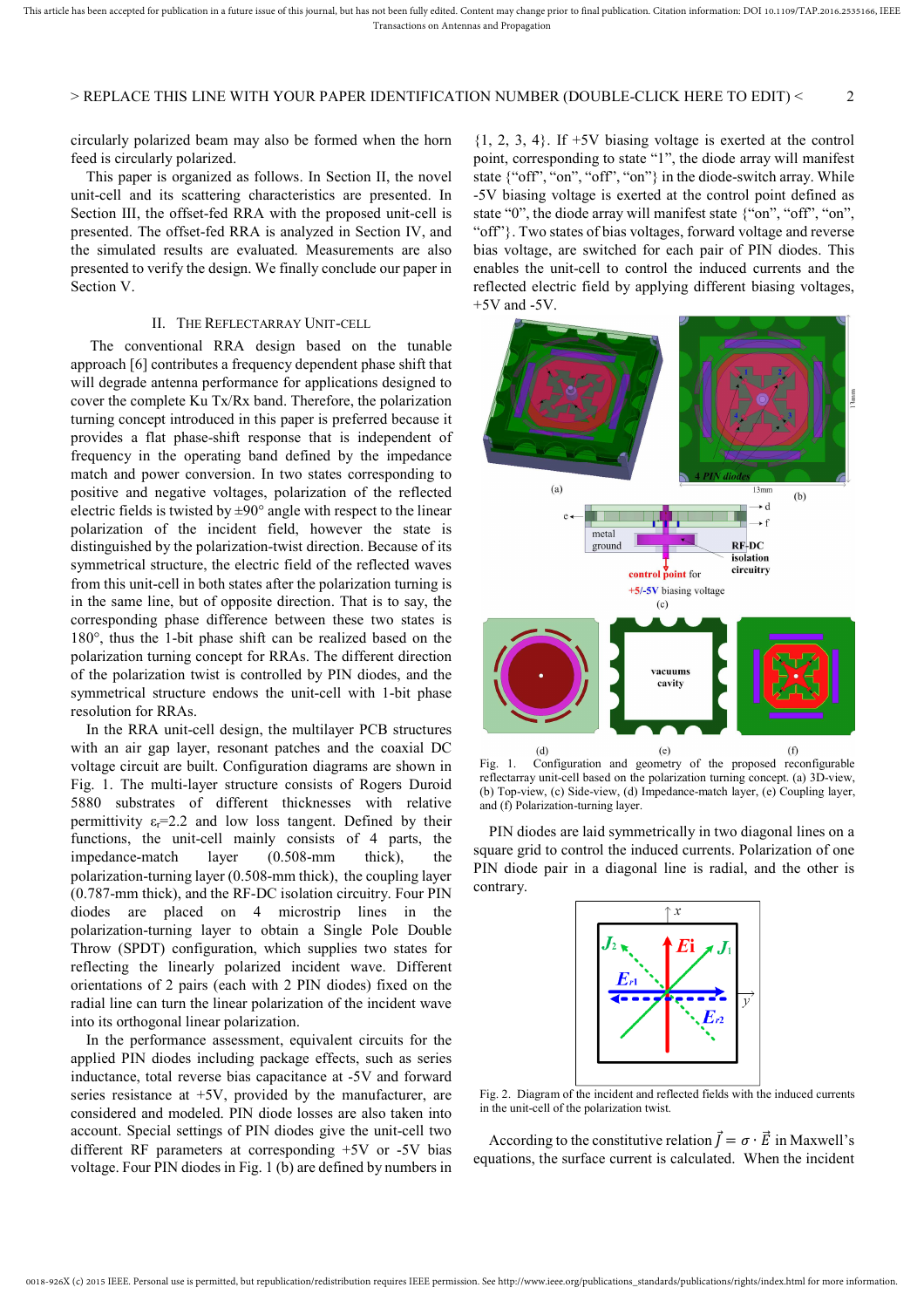circularly polarized beam may also be formed when the horn feed is circularly polarized.

This paper is organized as follows. In Section II, the novel unit-cell and its scattering characteristics are presented. In Section III, the offset-fed RRA with the proposed unit-cell is presented. The offset-fed RRA is analyzed in Section IV, and the simulated results are evaluated. Measurements are also presented to verify the design. We finally conclude our paper in Section V.

## II. The Reflectarray Unit-cell

The conventional RRA design based on the tunable approach [6] contributes a frequency dependent phase shift that will degrade antenna performance for applications designed to cover the complete Ku Tx/Rx band. Therefore, the polarization turning concept introduced in this paper is preferred because it provides a flat phase-shift response that is independent of frequency in the operating band defined by the impedance match and power conversion. In two states corresponding to positive and negative voltages, polarization of the reflected electric fields is twisted by ±90° angle with respect to the linear polarization of the incident field, however the state is distinguished by the polarization-twist direction. Because of its symmetrical structure, the electric field of the reflected waves from this unit-cell in both states after the polarization turning is in the same line, but of opposite direction. That is to say, the corresponding phase difference between these two states is 180°, thus the 1-bit phase shift can be realized based on the polarization turning concept for RRAs. The different direction of the polarization twist is controlled by PIN diodes, and the symmetrical structure endows the unit-cell with 1-bit phase resolution for RRAs.

In the RRA unit-cell design, the multilayer PCB structures with an air gap layer, resonant patches and the coaxial DC voltage circuit are built. Configuration diagrams are shown in Fig. 1. The multi-layer structure consists of Rogers Duroid 5880 substrates of different thicknesses with relative permittivity $\varepsilon_r$=2.2 and low loss tangent. Defined by their functions, the unit-cell mainly consists of 4 parts, the impedance-match layer (0.508-mm thick), the polarization-turning layer (0.508-mm thick), the coupling layer (0.787-mm thick), and the RF-DC isolation circuitry. Four PIN diodes are placed on 4 microstrip lines in the polarization-turning layer to obtain a Single Pole Double Throw (SPDT) configuration, which supplies two states for reflecting the linearly polarized incident wave. Different orientations of 2 pairs (each with 2 PIN diodes) fixed on the radial line can turn the linear polarization of the incident wave into its orthogonal linear polarization.

In the performance assessment, equivalent circuits for the applied PIN diodes including package effects, such as series inductance, total reverse bias capacitance at -5V and forward series resistance at +5V, provided by the manufacturer, are considered and modeled. PIN diode losses are also taken into account. Special settings of PIN diodes give the unit-cell two different RF parameters at corresponding +5V or -5V bias voltage. Four PIN diodes in Fig. 1 (b) are defined by numbers in {1, 2, 3, 4}. If +5V biasing voltage is exerted at the control point, corresponding to state "1", the diode array will manifest state {"off", "on", "off", "on"} in the diode-switch array. While -5V biasing voltage is exerted at the control point defined as state "0", the diode array will manifest state {"on", "off", "on", "off"}. Two states of bias voltages, forward voltage and reverse bias voltage, are switched for each pair of PIN diodes. This enables the unit-cell to control the induced currents and the reflected electric field by applying different biasing voltages, +5V and -5V.

Fig. 1. Configuration and geometry of the proposed reconfigurable reflectarray unit-cell based on the polarization turning concept. (a) 3D-view, (b) Top-view, (c) Side-view, (d) Impedance-match layer, (e) Coupling layer, and (f) Polarization-turning layer.

PIN diodes are laid symmetrically in two diagonal lines on a square grid to control the induced currents. Polarization of one PIN diode pair in a diagonal line is radial, and the other is contrary.

Fig. 2. Diagram of the incident and reflected fields with the induced currents in the unit-cell of the polarization twist.

According to the constitutive relation $\vec{J} = \sigma \cdot \vec{E}$ in Maxwell's equations, the surface current is calculated. When the incident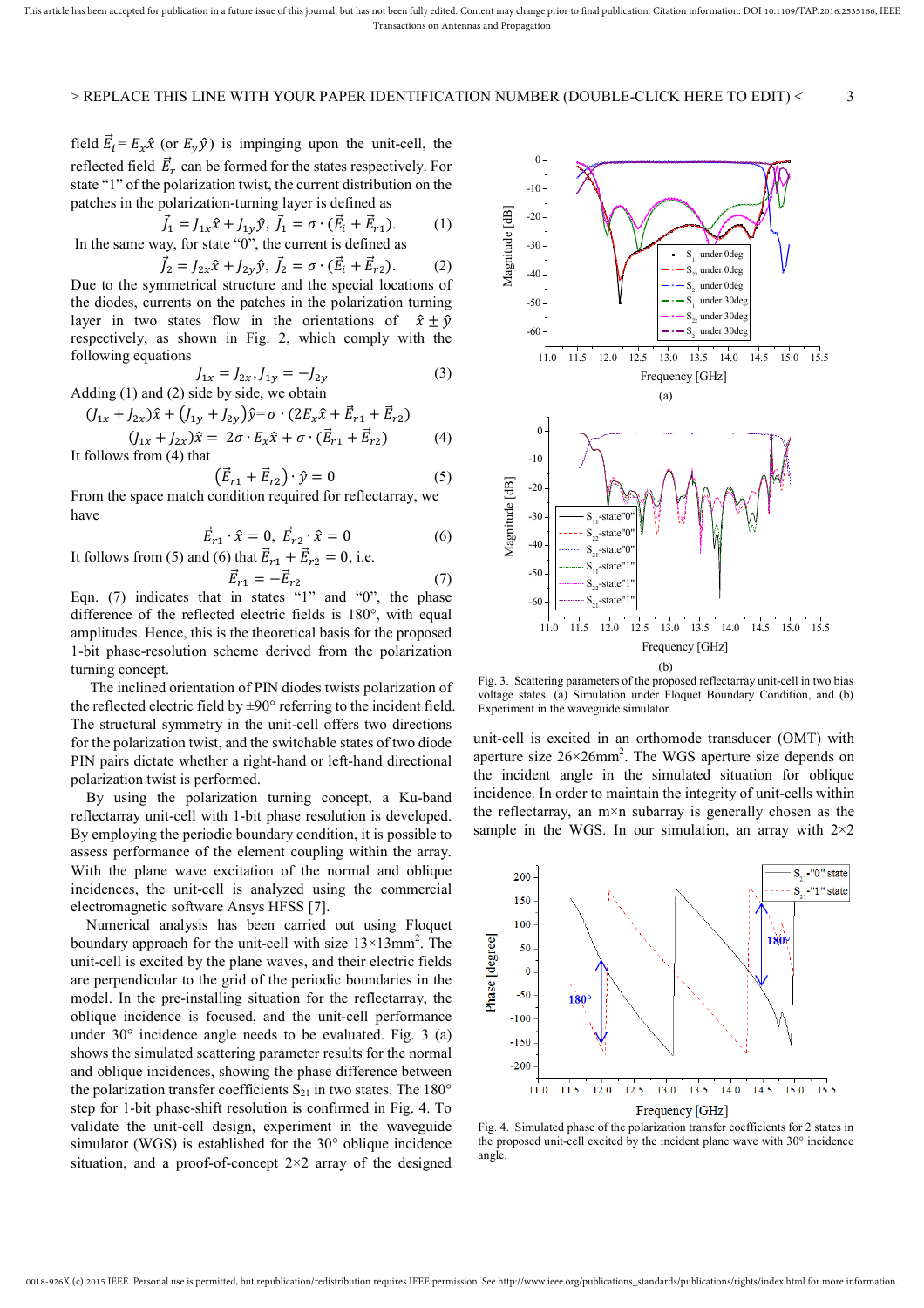field $\vec{E}_i = E_x\hat{x}$ (or $E_y\hat{y}$) is impinging upon the unit-cell, the reflected field $\vec{E}_r$ can be formed for the states respectively. For state "1" of the polarization twist, the current distribution on the patches in the polarization-turning layer is defined as

$$\vec{J}_1 = J_{1x}\hat{x} + J_{1y}\hat{y},\ \vec{J}_1 = \sigma \cdot (\vec{E}_i + \vec{E}_{r1}). \tag{1}$$

In the same way, for state "0", the current is defined as

$$\vec{J}_2 = J_{2x}\hat{x} + J_{2y}\hat{y},\ \vec{J}_2 = \sigma \cdot (\vec{E}_i + \vec{E}_{r2}). \tag{2}$$

Due to the symmetrical structure and the special locations of the diodes, currents on the patches in the polarization turning layer in two states flow in the orientations of $\hat{x} \pm \hat{y}$ respectively, as shown in Fig. 2, which comply with the following equations

$$J_{1x} = J_{2x}, J_{1y} = -J_{2y} \tag{3}$$

Adding (1) and (2) side by side, we obtain

$$(J_{1x} + J_{2x})\hat{x} + (J_{1y} + J_{2y})\hat{y} = \sigma \cdot (2E_x\hat{x} + \vec{E}_{r1} + \vec{E}_{r2})$$

$$(J_{1x} + J_{2x})\hat{x} = 2\sigma \cdot E_x\hat{x} + \sigma \cdot (\vec{E}_{r1} + \vec{E}_{r2}) \tag{4}$$

It follows from (4) that

$$(\vec{E}_{r1} + \vec{E}_{r2}) \cdot \hat{y} = 0 \tag{5}$$

From the space match condition required for reflectarray, we have

$$\vec{E}_{r1} \cdot \hat{x} = 0,\ \vec{E}_{r2} \cdot \hat{x} = 0 \tag{6}$$

It follows from (5) and (6) that $\vec{E}_{r1} + \vec{E}_{r2} = 0$, i.e.

$$\vec{E}_{r1} = -\vec{E}_{r2} \tag{7}$$

Eqn. (7) indicates that in states "1" and "0", the phase difference of the reflected electric fields is 180°, with equal amplitudes. Hence, this is the theoretical basis for the proposed 1-bit phase-resolution scheme derived from the polarization turning concept.

The inclined orientation of PIN diodes twists polarization of the reflected electric field by ±90° referring to the incident field. The structural symmetry in the unit-cell offers two directions for the polarization twist, and the switchable states of two diode PIN pairs dictate whether a right-hand or left-hand directional polarization twist is performed.

By using the polarization turning concept, a Ku-band reflectarray unit-cell with 1-bit phase resolution is developed. By employing the periodic boundary condition, it is possible to assess performance of the element coupling within the array. With the plane wave excitation of the normal and oblique incidences, the unit-cell is analyzed using the commercial electromagnetic software Ansys HFSS [7].

Numerical analysis has been carried out using Floquet boundary approach for the unit-cell with size 13×13mm$^2$. The unit-cell is excited by the plane waves, and their electric fields are perpendicular to the grid of the periodic boundaries in the model. In the pre-installing situation for the reflectarray, the oblique incidence is focused, and the unit-cell performance under 30° incidence angle needs to be evaluated. Fig. 3 (a) shows the simulated scattering parameter results for the normal and oblique incidences, showing the phase difference between the polarization transfer coefficients $S_{21}$ in two states. The 180° step for 1-bit phase-shift resolution is confirmed in Fig. 4. To validate the unit-cell design, experiment in the waveguide simulator (WGS) is established for the 30° oblique incidence situation, and a proof-of-concept 2×2 array of the designed

Fig. 3. Scattering parameters of the proposed reflectarray unit-cell in two bias voltage states. (a) Simulation under Floquet Boundary Condition, and (b) Experiment in the waveguide simulator.

unit-cell is excited in an orthomode transducer (OMT) with aperture size 26×26mm$^2$. The WGS aperture size depends on the incident angle in the simulated situation for oblique incidence. In order to maintain the integrity of unit-cells within the reflectarray, an m×n subarray is generally chosen as the sample in the WGS. In our simulation, an array with 2×2

Fig. 4. Simulated phase of the polarization transfer coefficients for 2 states in the proposed unit-cell excited by the incident plane wave with 30° incidence angle.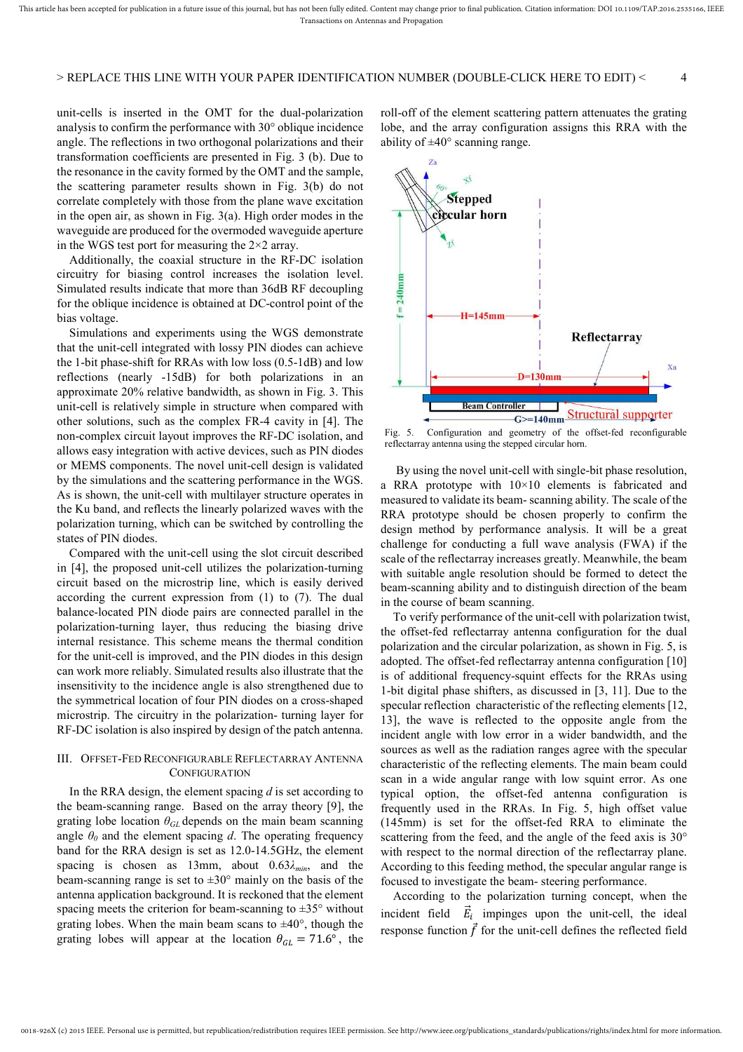unit-cells is inserted in the OMT for the dual-polarization analysis to confirm the performance with 30° oblique incidence angle. The reflections in two orthogonal polarizations and their transformation coefficients are presented in Fig. 3 (b). Due to the resonance in the cavity formed by the OMT and the sample, the scattering parameter results shown in Fig. 3(b) do not correlate completely with those from the plane wave excitation in the open air, as shown in Fig. 3(a). High order modes in the waveguide are produced for the overmoded waveguide aperture in the WGS test port for measuring the 2×2 array.

Additionally, the coaxial structure in the RF-DC isolation circuitry for biasing control increases the isolation level. Simulated results indicate that more than 36dB RF decoupling for the oblique incidence is obtained at DC-control point of the bias voltage.

Simulations and experiments using the WGS demonstrate that the unit-cell integrated with lossy PIN diodes can achieve the 1-bit phase-shift for RRAs with low loss (0.5-1dB) and low reflections (nearly -15dB) for both polarizations in an approximate 20% relative bandwidth, as shown in Fig. 3. This unit-cell is relatively simple in structure when compared with other solutions, such as the complex FR-4 cavity in [4]. The non-complex circuit layout improves the RF-DC isolation, and allows easy integration with active devices, such as PIN diodes or MEMS components. The novel unit-cell design is validated by the simulations and the scattering performance in the WGS. As is shown, the unit-cell with multilayer structure operates in the Ku band, and reflects the linearly polarized waves with the polarization turning, which can be switched by controlling the states of PIN diodes.

Compared with the unit-cell using the slot circuit described in [4], the proposed unit-cell utilizes the polarization-turning circuit based on the microstrip line, which is easily derived according the current expression from (1) to (7). The dual balance-located PIN diode pairs are connected parallel in the polarization-turning layer, thus reducing the biasing drive internal resistance. This scheme means the thermal condition for the unit-cell is improved, and the PIN diodes in this design can work more reliably. Simulated results also illustrate that the insensitivity to the incidence angle is also strengthened due to the symmetrical location of four PIN diodes on a cross-shaped microstrip. The circuitry in the polarization- turning layer for RF-DC isolation is also inspired by design of the patch antenna.

## III. Offset-Fed Reconfigurable Reflectarray Antenna Configuration

In the RRA design, the element spacing $d$ is set according to the beam-scanning range. Based on the array theory [9], the grating lobe location $\theta_{GL}$ depends on the main beam scanning angle $\theta_0$ and the element spacing $d$. The operating frequency band for the RRA design is set as 12.0-14.5GHz, the element spacing is chosen as 13mm, about $0.63\lambda_{min}$, and the beam-scanning range is set to ±30° mainly on the basis of the antenna application background. It is reckoned that the element spacing meets the criterion for beam-scanning to ±35° without grating lobes. When the main beam scans to ±40°, though the grating lobes will appear at the location $\theta_{GL} = 71.6°$, the roll-off of the element scattering pattern attenuates the grating lobe, and the array configuration assigns this RRA with the ability of ±40° scanning range.

Fig. 5. Configuration and geometry of the offset-fed reconfigurable reflectarray antenna using the stepped circular horn.

By using the novel unit-cell with single-bit phase resolution, a RRA prototype with 10×10 elements is fabricated and measured to validate its beam- scanning ability. The scale of the RRA prototype should be chosen properly to confirm the design method by performance analysis. It will be a great challenge for conducting a full wave analysis (FWA) if the scale of the reflectarray increases greatly. Meanwhile, the beam with suitable angle resolution should be formed to detect the beam-scanning ability and to distinguish direction of the beam in the course of beam scanning.

To verify performance of the unit-cell with polarization twist, the offset-fed reflectarray antenna configuration for the dual polarization and the circular polarization, as shown in Fig. 5, is adopted. The offset-fed reflectarray antenna configuration [10] is of additional frequency-squint effects for the RRAs using 1-bit digital phase shifters, as discussed in [3, 11]. Due to the specular reflection characteristic of the reflecting elements [12, 13], the wave is reflected to the opposite angle from the incident angle with low error in a wider bandwidth, and the sources as well as the radiation ranges agree with the specular characteristic of the reflecting elements. The main beam could scan in a wide angular range with low squint error. As one typical option, the offset-fed antenna configuration is frequently used in the RRAs. In Fig. 5, high offset value (145mm) is set for the offset-fed RRA to eliminate the scattering from the feed, and the angle of the feed axis is 30° with respect to the normal direction of the reflectarray plane. According to this feeding method, the specular angular range is focused to investigate the beam- steering performance.

According to the polarization turning concept, when the incident field $\vec{E}_i$ impinges upon the unit-cell, the ideal response function $\vec{f}$ for the unit-cell defines the reflected field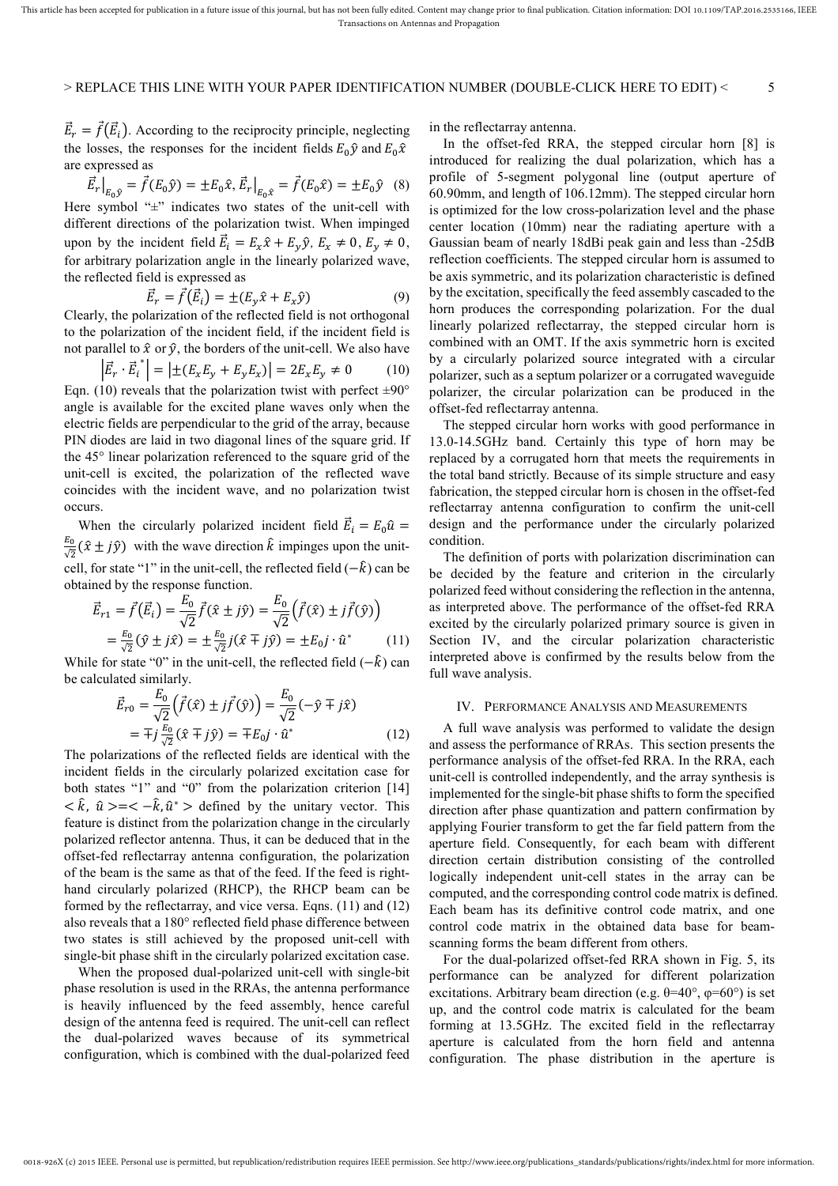$\vec{E}_r = \vec{f}(\vec{E}_i)$. According to the reciprocity principle, neglecting the losses, the responses for the incident fields $E_0\hat{y}$ and $E_0\hat{x}$ are expressed as

$$\vec{E}_r\big|_{E_0\hat{y}} = \vec{f}(E_0\hat{y}) = \pm E_0\hat{x},\ \vec{E}_r\big|_{E_0\hat{x}} = \vec{f}(E_0\hat{x}) = \pm E_0\hat{y} \quad (8)$$

Here symbol "±" indicates two states of the unit-cell with different directions of the polarization twist. When impinged upon by the incident field $\vec{E}_i = E_x\hat{x} + E_y\hat{y},\ E_x \neq 0,\ E_y \neq 0$, for arbitrary polarization angle in the linearly polarized wave, the reflected field is expressed as

$$\vec{E}_r = \vec{f}(\vec{E}_i) = \pm(E_y\hat{x} + E_x\hat{y}) \quad (9)$$

Clearly, the polarization of the reflected field is not orthogonal to the polarization of the incident field, if the incident field is not parallel to $\hat{x}$ or $\hat{y}$, the borders of the unit-cell. We also have

$$\left|\vec{E}_r \cdot \vec{E}_i^{\,*}\right| = \left|\pm(E_xE_y + E_yE_x)\right| = 2E_xE_y \neq 0 \quad (10)$$

Eqn. (10) reveals that the polarization twist with perfect ±90° angle is available for the excited plane waves only when the electric fields are perpendicular to the grid of the array, because PIN diodes are laid in two diagonal lines of the square grid. If the 45° linear polarization referenced to the square grid of the unit-cell is excited, the polarization of the reflected wave coincides with the incident wave, and no polarization twist occurs.

When the circularly polarized incident field $\vec{E}_i = E_0\hat{u} = \frac{E_0}{\sqrt{2}}(\hat{x} \pm j\hat{y})$ with the wave direction $\hat{k}$ impinges upon the unit-cell, for state "1" in the unit-cell, the reflected field $(-\hat{k})$ can be obtained by the response function.

$$\vec{E}_{r1} = \vec{f}(\vec{E}_i) = \frac{E_0}{\sqrt{2}}\vec{f}(\hat{x} \pm j\hat{y}) = \frac{E_0}{\sqrt{2}}\left(\vec{f}(\hat{x}) \pm j\vec{f}(\hat{y})\right)$$
$$= \frac{E_0}{\sqrt{2}}(\hat{y} \pm j\hat{x}) = \pm\frac{E_0}{\sqrt{2}}j(\hat{x} \mp j\hat{y}) = \pm E_0 j \cdot \hat{u}^* \quad (11)$$

While for state "0" in the unit-cell, the reflected field $(-\hat{k})$ can be calculated similarly.

$$\vec{E}_{r0} = \frac{E_0}{\sqrt{2}}\left(\vec{f}(\hat{x}) \pm j\vec{f}(\hat{y})\right) = \frac{E_0}{\sqrt{2}}(-\hat{y} \mp j\hat{x})$$
$$= \mp j\frac{E_0}{\sqrt{2}}(\hat{x} \mp j\hat{y}) = \mp E_0 j \cdot \hat{u}^* \quad (12)$$

The polarizations of the reflected fields are identical with the incident fields in the circularly polarized excitation case for both states "1" and "0" from the polarization criterion [14] $<\hat{k},\ \hat{u}> = <-\hat{k}, \hat{u}^*>$ defined by the unitary vector. This feature is distinct from the polarization change in the circularly polarized reflector antenna. Thus, it can be deduced that in the offset-fed reflectarray antenna configuration, the polarization of the beam is the same as that of the feed. If the feed is right-hand circularly polarized (RHCP), the RHCP beam can be formed by the reflectarray, and vice versa. Eqns. (11) and (12) also reveals that a 180° reflected field phase difference between two states is still achieved by the proposed unit-cell with single-bit phase shift in the circularly polarized excitation case.

When the proposed dual-polarized unit-cell with single-bit phase resolution is used in the RRAs, the antenna performance is heavily influenced by the feed assembly, hence careful design of the antenna feed is required. The unit-cell can reflect the dual-polarized waves because of its symmetrical configuration, which is combined with the dual-polarized feed in the reflectarray antenna.

In the offset-fed RRA, the stepped circular horn [8] is introduced for realizing the dual polarization, which has a profile of 5-segment polygonal line (output aperture of 60.90mm, and length of 106.12mm). The stepped circular horn is optimized for the low cross-polarization level and the phase center location (10mm) near the radiating aperture with a Gaussian beam of nearly 18dBi peak gain and less than -25dB reflection coefficients. The stepped circular horn is assumed to be axis symmetric, and its polarization characteristic is defined by the excitation, specifically the feed assembly cascaded to the horn produces the corresponding polarization. For the dual linearly polarized reflectarray, the stepped circular horn is combined with an OMT. If the axis symmetric horn is excited by a circularly polarized source integrated with a circular polarizer, such as a septum polarizer or a corrugated waveguide polarizer, the circular polarization can be produced in the offset-fed reflectarray antenna.

The stepped circular horn works with good performance in 13.0-14.5GHz band. Certainly this type of horn may be replaced by a corrugated horn that meets the requirements in the total band strictly. Because of its simple structure and easy fabrication, the stepped circular horn is chosen in the offset-fed reflectarray antenna configuration to confirm the unit-cell design and the performance under the circularly polarized condition.

The definition of ports with polarization discrimination can be decided by the feature and criterion in the circularly polarized feed without considering the reflection in the antenna, as interpreted above. The performance of the offset-fed RRA excited by the circularly polarized primary source is given in Section IV, and the circular polarization characteristic interpreted above is confirmed by the results below from the full wave analysis.

## IV. Performance Analysis and Measurements

A full wave analysis was performed to validate the design and assess the performance of RRAs. This section presents the performance analysis of the offset-fed RRA. In the RRA, each unit-cell is controlled independently, and the array synthesis is implemented for the single-bit phase shifts to form the specified direction after phase quantization and pattern confirmation by applying Fourier transform to get the far field pattern from the aperture field. Consequently, for each beam with different direction certain distribution consisting of the controlled logically independent unit-cell states in the array can be computed, and the corresponding control code matrix is defined. Each beam has its definitive control code matrix, and one control code matrix in the obtained data base for beam-scanning forms the beam different from others.

For the dual-polarized offset-fed RRA shown in Fig. 5, its performance can be analyzed for different polarization excitations. Arbitrary beam direction (e.g. θ=40°, φ=60°) is set up, and the control code matrix is calculated for the beam forming at 13.5GHz. The excited field in the reflectarray aperture is calculated from the horn field and antenna configuration. The phase distribution in the aperture is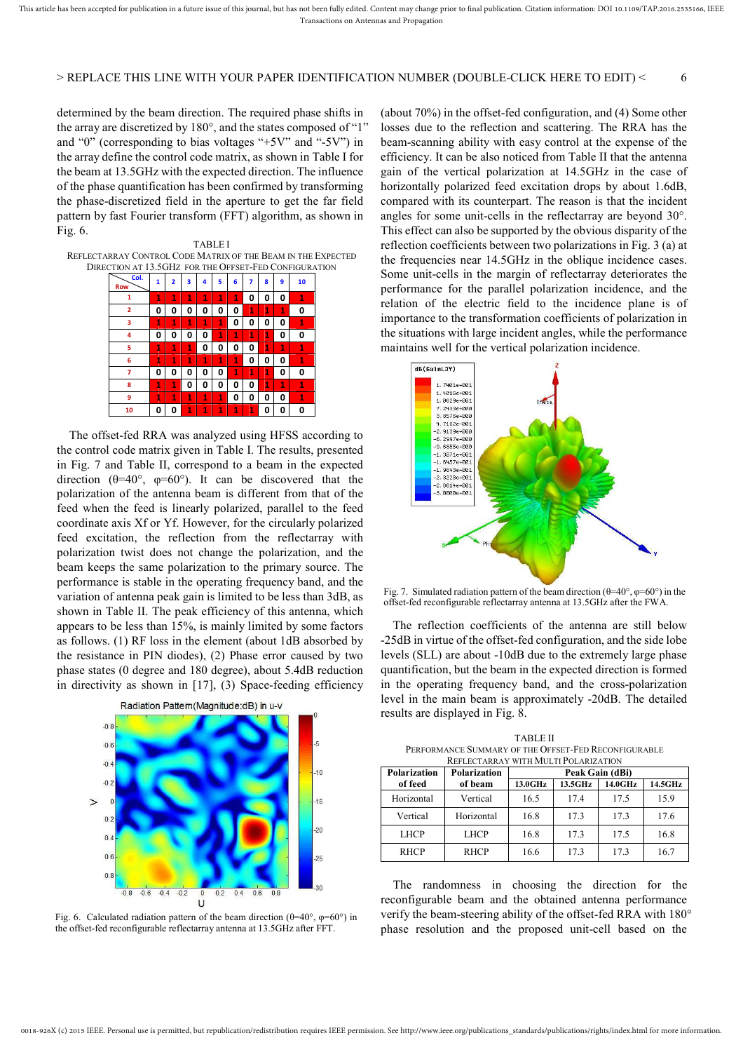determined by the beam direction. The required phase shifts in the array are discretized by 180°, and the states composed of "1" and "0" (corresponding to bias voltages "+5V" and "-5V") in the array define the control code matrix, as shown in Table I for the beam at 13.5GHz with the expected direction. The influence of the phase quantification has been confirmed by transforming the phase-discretized field in the aperture to get the far field pattern by fast Fourier transform (FFT) algorithm, as shown in Fig. 6.

TABLE I
REFLECTARRAY CONTROL CODE MATRIX OF THE BEAM IN THE EXPECTED DIRECTION AT 13.5GHZ FOR THE OFFSET-FED CONFIGURATION

| Row \ Col. | 1 | 2 | 3 | 4 | 5 | 6 | 7 | 8 | 9 | 10 |
|---|---|---|---|---|---|---|---|---|---|---|
| 1 | 1 | 1 | 1 | 1 | 1 | 1 | 0 | 0 | 0 | 1 |
| 2 | 0 | 0 | 0 | 0 | 0 | 0 | 1 | 1 | 1 | 0 |
| 3 | 1 | 1 | 1 | 1 | 1 | 0 | 0 | 0 | 0 | 1 |
| 4 | 0 | 0 | 0 | 0 | 1 | 1 | 1 | 1 | 0 | 0 |
| 5 | 1 | 1 | 1 | 0 | 0 | 0 | 0 | 1 | 1 | 1 |
| 6 | 1 | 1 | 1 | 1 | 1 | 1 | 0 | 0 | 0 | 1 |
| 7 | 0 | 0 | 0 | 0 | 0 | 1 | 1 | 1 | 0 | 0 |
| 8 | 1 | 1 | 0 | 0 | 0 | 0 | 0 | 1 | 1 | 1 |
| 9 | 1 | 1 | 1 | 1 | 1 | 0 | 0 | 0 | 0 | 1 |
| 10 | 0 | 0 | 1 | 1 | 1 | 1 | 1 | 0 | 0 | 0 |

The offset-fed RRA was analyzed using HFSS according to the control code matrix given in Table I. The results, presented in Fig. 7 and Table II, correspond to a beam in the expected direction (θ=40°, φ=60°). It can be discovered that the polarization of the antenna beam is different from that of the feed when the feed is linearly polarized, parallel to the feed coordinate axis Xf or Yf. However, for the circularly polarized feed excitation, the reflection from the reflectarray with polarization twist does not change the polarization, and the beam keeps the same polarization to the primary source. The performance is stable in the operating frequency band, and the variation of antenna peak gain is limited to be less than 3dB, as shown in Table II. The peak efficiency of this antenna, which appears to be less than 15%, is mainly limited by some factors as follows. (1) RF loss in the element (about 1dB absorbed by the resistance in PIN diodes), (2) Phase error caused by two phase states (0 degree and 180 degree), about 5.4dB reduction in directivity as shown in [17], (3) Space-feeding efficiency (about 70%) in the offset-fed configuration, and (4) Some other losses due to the reflection and scattering. The RRA has the beam-scanning ability with easy control at the expense of the efficiency. It can be also noticed from Table II that the antenna gain of the vertical polarization at 14.5GHz in the case of horizontally polarized feed excitation drops by about 1.6dB, compared with its counterpart. The reason is that the incident angles for some unit-cells in the reflectarray are beyond 30°. This effect can also be supported by the obvious disparity of the reflection coefficients between two polarizations in Fig. 3 (a) at the frequencies near 14.5GHz in the oblique incidence cases. Some unit-cells in the margin of reflectarray deteriorates the performance for the parallel polarization incidence, and the relation of the electric field to the incidence plane is of importance to the transformation coefficients of polarization in the situations with large incident angles, while the performance maintains well for the vertical polarization incidence.

Fig. 6. Calculated radiation pattern of the beam direction (θ=40°, φ=60°) in the offset-fed reconfigurable reflectarray antenna at 13.5GHz after FFT.

Fig. 7. Simulated radiation pattern of the beam direction (θ=40°, φ=60°) in the offset-fed reconfigurable reflectarray antenna at 13.5GHz after the FWA.

The reflection coefficients of the antenna are still below -25dB in virtue of the offset-fed configuration, and the side lobe levels (SLL) are about -10dB due to the extremely large phase quantification, but the beam in the expected direction is formed in the operating frequency band, and the cross-polarization level in the main beam is approximately -20dB. The detailed results are displayed in Fig. 8.

TABLE II
PERFORMANCE SUMMARY OF THE OFFSET-FED RECONFIGURABLE REFLECTARRAY WITH MULTI POLARIZATION

| Polarization of feed | Polarization of beam | Peak Gain (dBi) | | | |
|---|---|---|---|---|---|
| | | 13.0GHz | 13.5GHz | 14.0GHz | 14.5GHz |
| Horizontal | Vertical | 16.5 | 17.4 | 17.5 | 15.9 |
| Vertical | Horizontal | 16.8 | 17.3 | 17.3 | 17.6 |
| LHCP | LHCP | 16.8 | 17.3 | 17.5 | 16.8 |
| RHCP | RHCP | 16.6 | 17.3 | 17.3 | 16.7 |

The randomness in choosing the direction for the reconfigurable beam and the obtained antenna performance verify the beam-steering ability of the offset-fed RRA with 180° phase resolution and the proposed unit-cell based on the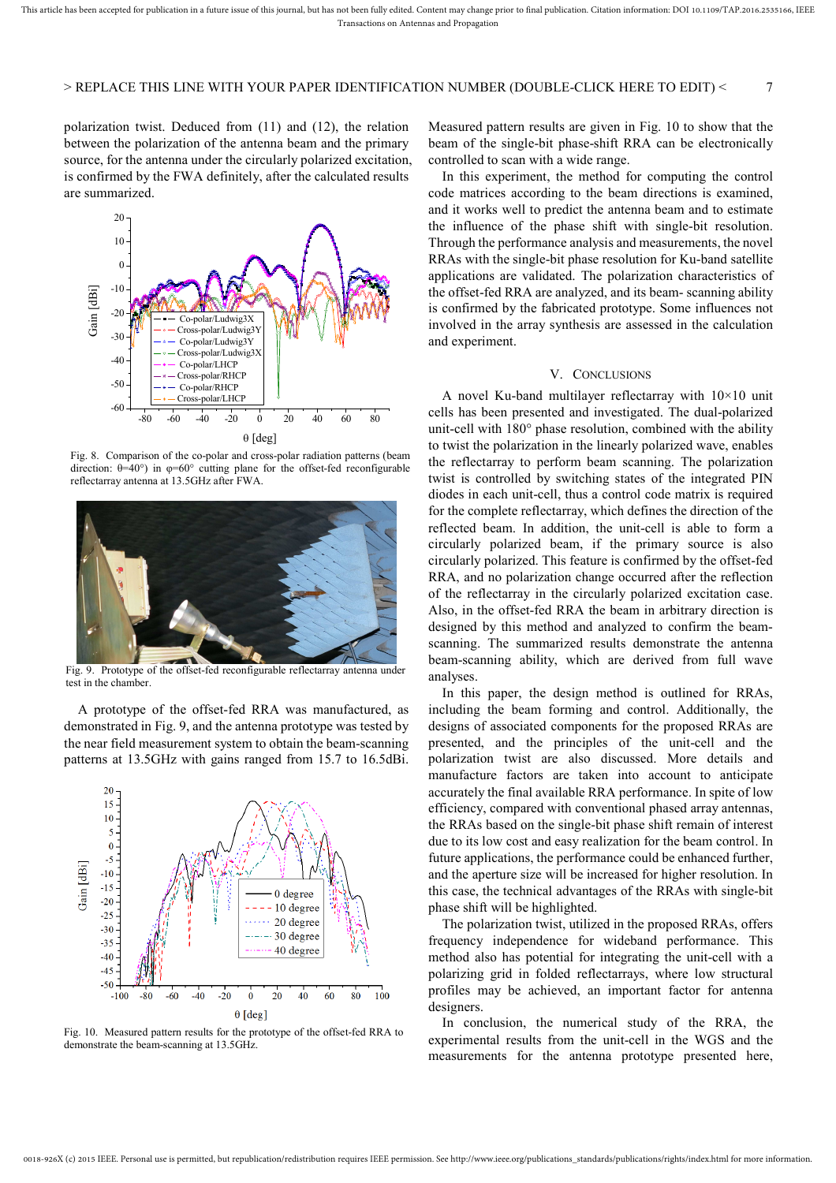polarization twist. Deduced from (11) and (12), the relation between the polarization of the antenna beam and the primary source, for the antenna under the circularly polarized excitation, is confirmed by the FWA definitely, after the calculated results are summarized.

Fig. 8. Comparison of the co-polar and cross-polar radiation patterns (beam direction: θ=40°) in φ=60° cutting plane for the offset-fed reconfigurable reflectarray antenna at 13.5GHz after FWA.

Fig. 9. Prototype of the offset-fed reconfigurable reflectarray antenna under test in the chamber.

A prototype of the offset-fed RRA was manufactured, as demonstrated in Fig. 9, and the antenna prototype was tested by the near field measurement system to obtain the beam-scanning patterns at 13.5GHz with gains ranged from 15.7 to 16.5dBi.

Fig. 10. Measured pattern results for the prototype of the offset-fed RRA to demonstrate the beam-scanning at 13.5GHz.

Measured pattern results are given in Fig. 10 to show that the beam of the single-bit phase-shift RRA can be electronically controlled to scan with a wide range.

In this experiment, the method for computing the control code matrices according to the beam directions is examined, and it works well to predict the antenna beam and to estimate the influence of the phase shift with single-bit resolution. Through the performance analysis and measurements, the novel RRAs with the single-bit phase resolution for Ku-band satellite applications are validated. The polarization characteristics of the offset-fed RRA are analyzed, and its beam- scanning ability is confirmed by the fabricated prototype. Some influences not involved in the array synthesis are assessed in the calculation and experiment.

## V. Conclusions

A novel Ku-band multilayer reflectarray with 10×10 unit cells has been presented and investigated. The dual-polarized unit-cell with 180° phase resolution, combined with the ability to twist the polarization in the linearly polarized wave, enables the reflectarray to perform beam scanning. The polarization twist is controlled by switching states of the integrated PIN diodes in each unit-cell, thus a control code matrix is required for the complete reflectarray, which defines the direction of the reflected beam. In addition, the unit-cell is able to form a circularly polarized beam, if the primary source is also circularly polarized. This feature is confirmed by the offset-fed RRA, and no polarization change occurred after the reflection of the reflectarray in the circularly polarized excitation case. Also, in the offset-fed RRA the beam in arbitrary direction is designed by this method and analyzed to confirm the beam-scanning. The summarized results demonstrate the antenna beam-scanning ability, which are derived from full wave analyses.

In this paper, the design method is outlined for RRAs, including the beam forming and control. Additionally, the designs of associated components for the proposed RRAs are presented, and the principles of the unit-cell and the polarization twist are also discussed. More details and manufacture factors are taken into account to anticipate accurately the final available RRA performance. In spite of low efficiency, compared with conventional phased array antennas, the RRAs based on the single-bit phase shift remain of interest due to its low cost and easy realization for the beam control. In future applications, the performance could be enhanced further, and the aperture size will be increased for higher resolution. In this case, the technical advantages of the RRAs with single-bit phase shift will be highlighted.

The polarization twist, utilized in the proposed RRAs, offers frequency independence for wideband performance. This method also has potential for integrating the unit-cell with a polarizing grid in folded reflectarrays, where low structural profiles may be achieved, an important factor for antenna designers.

In conclusion, the numerical study of the RRA, the experimental results from the unit-cell in the WGS and the measurements for the antenna prototype presented here,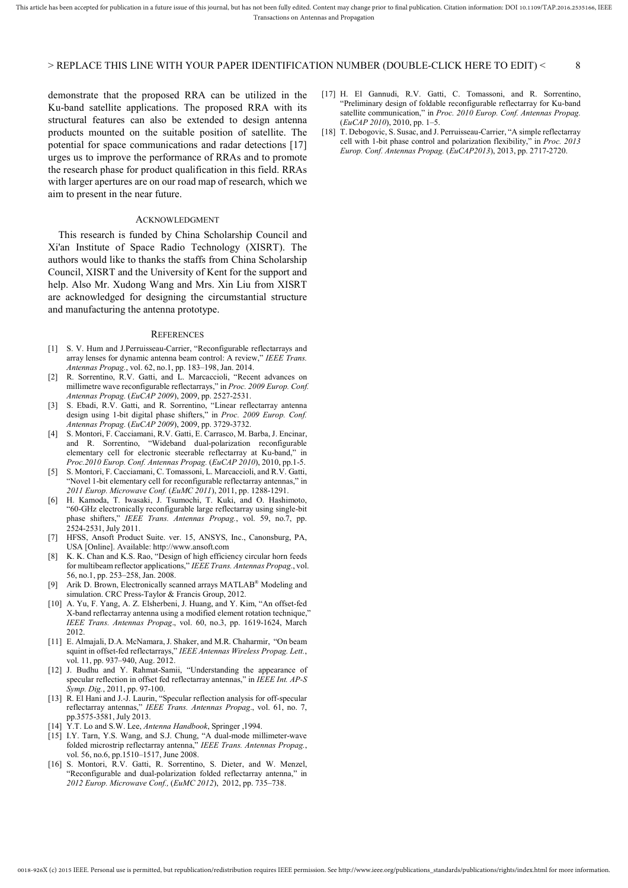demonstrate that the proposed RRA can be utilized in the Ku-band satellite applications. The proposed RRA with its structural features can also be extended to design antenna products mounted on the suitable position of satellite. The potential for space communications and radar detections [17] urges us to improve the performance of RRAs and to promote the research phase for product qualification in this field. RRAs with larger apertures are on our road map of research, which we aim to present in the near future.

## ACKNOWLEDGMENT

This research is funded by China Scholarship Council and Xi'an Institute of Space Radio Technology (XISRT). The authors would like to thanks the staffs from China Scholarship Council, XISRT and the University of Kent for the support and help. Also Mr. Xudong Wang and Mrs. Xin Liu from XISRT are acknowledged for designing the circumstantial structure and manufacturing the antenna prototype.

## REFERENCES

[1] S. V. Hum and J.Perruisseau-Carrier, "Reconfigurable reflectarrays and array lenses for dynamic antenna beam control: A review," *IEEE Trans. Antennas Propag.*, vol. 62, no.1, pp. 183–198, Jan. 2014.

[2] R. Sorrentino, R.V. Gatti, and L. Marcaccioli, "Recent advances on millimetre wave reconfigurable reflectarrays," in *Proc. 2009 Europ. Conf. Antennas Propag.* (*EuCAP 2009*), 2009, pp. 2527-2531.

[3] S. Ebadi, R.V. Gatti, and R. Sorrentino, "Linear reflectarray antenna design using 1-bit digital phase shifters," in *Proc. 2009 Europ. Conf. Antennas Propag.* (*EuCAP 2009*), 2009, pp. 3729-3732.

[4] S. Montori, F. Cacciamani, R.V. Gatti, E. Carrasco, M. Barba, J. Encinar, and R. Sorrentino, "Wideband dual-polarization reconfigurable elementary cell for electronic steerable reflectarray at Ku-band," in *Proc.2010 Europ. Conf. Antennas Propag.* (*EuCAP 2010*), 2010, pp.1-5.

[5] S. Montori, F. Cacciamani, C. Tomassoni, L. Marcaccioli, and R.V. Gatti, "Novel 1-bit elementary cell for reconfigurable reflectarray antennas," in *2011 Europ. Microwave Conf.* (*EuMC 2011*), 2011, pp. 1288-1291.

[6] H. Kamoda, T. Iwasaki, J. Tsumochi, T. Kuki, and O. Hashimoto, "60-GHz electronically reconfigurable large reflectarray using single-bit phase shifters," *IEEE Trans. Antennas Propag.*, vol. 59, no.7, pp. 2524-2531, July 2011.

[7] HFSS, Ansoft Product Suite. ver. 15, ANSYS, Inc., Canonsburg, PA, USA [Online]. Available: http://www.ansoft.com

[8] K. K. Chan and K.S. Rao, "Design of high efficiency circular horn feeds for multibeam reflector applications," *IEEE Trans. Antennas Propag.*, vol. 56, no.1, pp. 253–258, Jan. 2008.

[9] Arik D. Brown, Electronically scanned arrays MATLAB® Modeling and simulation. CRC Press-Taylor & Francis Group, 2012.

[10] A. Yu, F. Yang, A. Z. Elsherbeni, J. Huang, and Y. Kim, "An offset-fed X-band reflectarray antenna using a modified element rotation technique," *IEEE Trans. Antennas Propag*., vol. 60, no.3, pp. 1619-1624, March 2012.

[11] E. Almajali, D.A. McNamara, J. Shaker, and M.R. Chaharmir, "On beam squint in offset-fed reflectarrays," *IEEE Antennas Wireless Propag. Lett.*, vol. 11, pp. 937–940, Aug. 2012.

[12] J. Budhu and Y. Rahmat-Samii, "Understanding the appearance of specular reflection in offset fed reflectarray antennas," in *IEEE Int. AP-S Symp. Dig.*, 2011, pp. 97-100.

[13] R. El Hani and J.-J. Laurin, "Specular reflection analysis for off-specular reflectarray antennas," *IEEE Trans. Antennas Propag*., vol. 61, no. 7, pp.3575-3581, July 2013.

[14] Y.T. Lo and S.W. Lee, *Antenna Handbook*, Springer ,1994.

[15] I.Y. Tarn, Y.S. Wang, and S.J. Chung, "A dual-mode millimeter-wave folded microstrip reflectarray antenna," *IEEE Trans. Antennas Propag.*, vol. 56, no.6, pp.1510–1517, June 2008.

[16] S. Montori, R.V. Gatti, R. Sorrentino, S. Dieter, and W. Menzel, "Reconfigurable and dual-polarization folded reflectarray antenna," in *2012 Europ. Microwave Conf.,* (*EuMC 2012*), 2012, pp. 735–738.

[17] H. El Gannudi, R.V. Gatti, C. Tomassoni, and R. Sorrentino, "Preliminary design of foldable reconfigurable reflectarray for Ku-band satellite communication," in *Proc. 2010 Europ. Conf. Antennas Propag.* (*EuCAP 2010*), 2010, pp. 1–5.

[18] T. Debogovic, S. Susac, and J. Perruisseau-Carrier, "A simple reflectarray cell with 1-bit phase control and polarization flexibility," in *Proc. 2013 Europ. Conf. Antennas Propag.* (*EuCAP2013*), 2013, pp. 2717-2720.